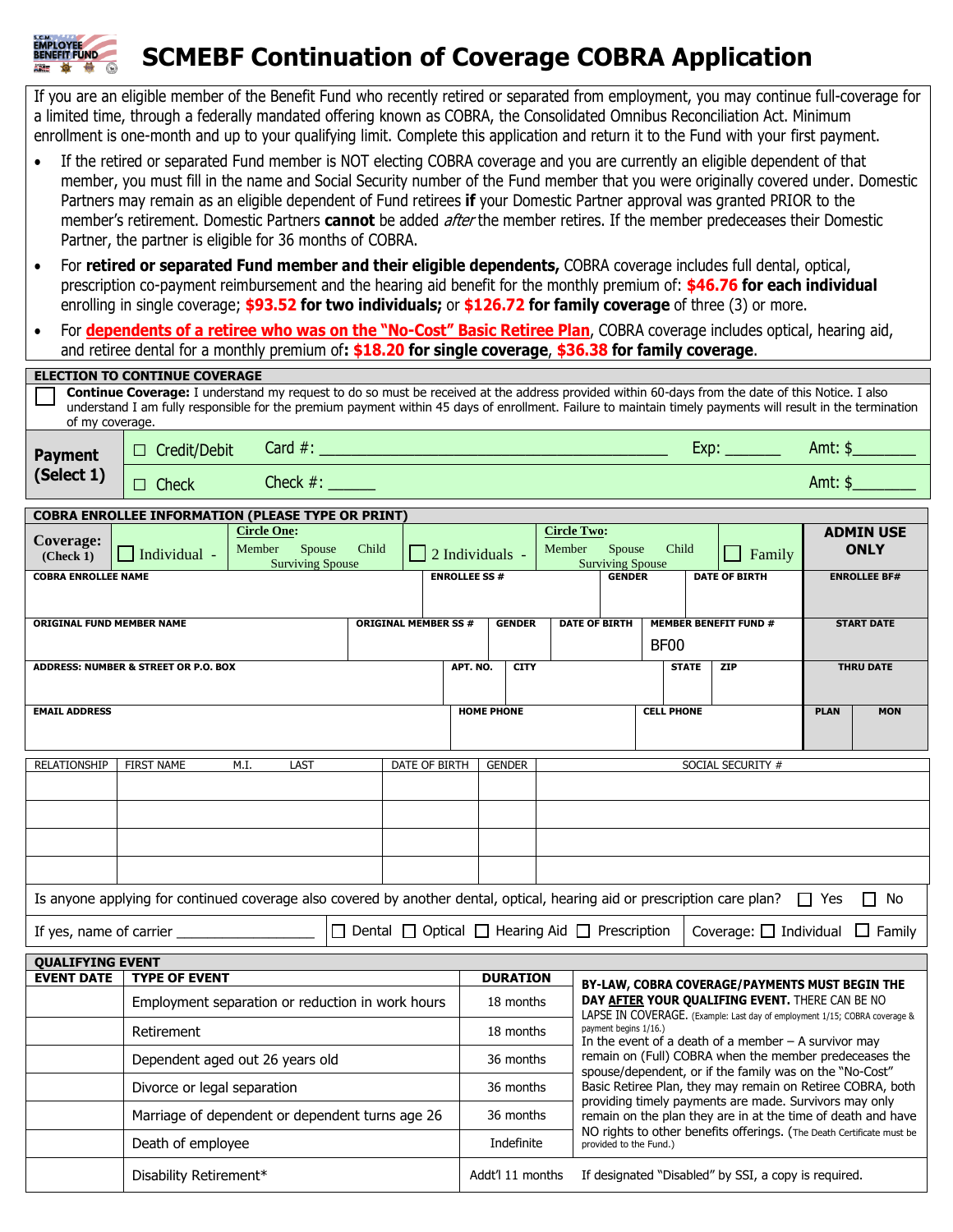# SCMEBF Continuation of Coverage COBRA Application

If you are an eligible member of the Benefit Fund who recently retired or separated from employment, you may continue full-coverage for a limited time, through a federally mandated offering known as COBRA, the Consolidated Omnibus Reconciliation Act. Minimum enrollment is one-month and up to your qualifying limit. Complete this application and return it to the Fund with your first payment.

- If the retired or separated Fund member is NOT electing COBRA coverage and you are currently an eligible dependent of that member, you must fill in the name and Social Security number of the Fund member that you were originally covered under. Domestic Partners may remain as an eligible dependent of Fund retirees **if** your Domestic Partner approval was granted PRIOR to the member's retirement. Domestic Partners **cannot** be added *after* the member retires. If the member predeceases their Domestic Partner, the partner is eligible for 36 months of COBRA.
- For **retired or separated Fund member and their eligible dependents,** COBRA coverage includes full dental, optical, prescription co-payment reimbursement and the hearing aid benefit for the monthly premium of: **$46.76 for each individual** enrolling in single coverage; **$93.52 for two individuals;** or **$126.72 for family coverage** of three (3) or more.
- For **dependents of a retiree who was on the "No-Cost" Basic Retiree Plan**, COBRA coverage includes optical, hearing aid, and retiree dental for a monthly premium of**: $18.20 for single coverage**, **$36.38 for family coverage**.

## ELECTION TO CONTINUE COVERAGE

☐ **Continue Coverage:** I understand my request to do so must be received at the address provided within 60-days from the date of this Notice. I also understand I am fully responsible for the premium payment within 45 days of enrollment. Failure to maintain timely payments will result in the termination of my coverage.

| **Payment (Select 1)** | | | | |
|---|---|---|---|---|
| | ☐ Credit/Debit | Card #: ________________________________ | Exp: ______ | Amt: $_______ |
| | ☐ Check | Check #: ______ | | Amt: $_______ |

## COBRA ENROLLEE INFORMATION (PLEASE TYPE OR PRINT)

**Coverage: (Check 1)** ☐ Individual - **Circle One:** Member Spouse Child Surviving Spouse ☐ 2 Individuals - **Circle Two:** Member Spouse Child Surviving Spouse ☐ Family

| COBRA ENROLLEE NAME | ENROLLEE SS # | GENDER | DATE OF BIRTH |
|---|---|---|---|
| | | | |

| ORIGINAL FUND MEMBER NAME | ORIGINAL MEMBER SS # | GENDER | DATE OF BIRTH | MEMBER BENEFIT FUND # |
|---|---|---|---|---|
| | | | | BF00 |

| ADDRESS: NUMBER & STREET OR P.O. BOX | APT. NO. | CITY | STATE | ZIP |
|---|---|---|---|---|
| | | | | |

| EMAIL ADDRESS | HOME PHONE | CELL PHONE |
|---|---|---|
| | | |

**ADMIN USE ONLY**

| ENROLLEE BF# | START DATE | THRU DATE | PLAN | MON |
|---|---|---|---|---|
| | | | | |

| RELATIONSHIP | FIRST NAME | M.I. | LAST | DATE OF BIRTH | GENDER | SOCIAL SECURITY # |
|---|---|---|---|---|---|---|
| | | | | | | |
| | | | | | | |
| | | | | | | |
| | | | | | | |

Is anyone applying for continued coverage also covered by another dental, optical, hearing aid or prescription care plan? ☐ Yes ☐ No

If yes, name of carrier _________________ ☐ Dental ☐ Optical ☐ Hearing Aid ☐ Prescription Coverage: ☐ Individual ☐ Family

## QUALIFYING EVENT

| EVENT DATE | TYPE OF EVENT | DURATION |
|---|---|---|
| | Employment separation or reduction in work hours | 18 months |
| | Retirement | 18 months |
| | Dependent aged out 26 years old | 36 months |
| | Divorce or legal separation | 36 months |
| | Marriage of dependent or dependent turns age 26 | 36 months |
| | Death of employee | Indefinite |
| | Disability Retirement* | Addt'l 11 months |

**BY-LAW, COBRA COVERAGE/PAYMENTS MUST BEGIN THE DAY AFTER YOUR QUALIFING EVENT.** THERE CAN BE NO LAPSE IN COVERAGE. (Example: Last day of employment 1/15; COBRA coverage & payment begins 1/16.)

In the event of a death of a member – A survivor may remain on (Full) COBRA when the member predeceases the spouse/dependent, or if the family was on the "No-Cost" Basic Retiree Plan, they may remain on Retiree COBRA, both providing timely payments are made. Survivors may only remain on the plan they are in at the time of death and have NO rights to other benefits offerings. (The Death Certificate must be provided to the Fund.)

If designated "Disabled" by SSI, a copy is required.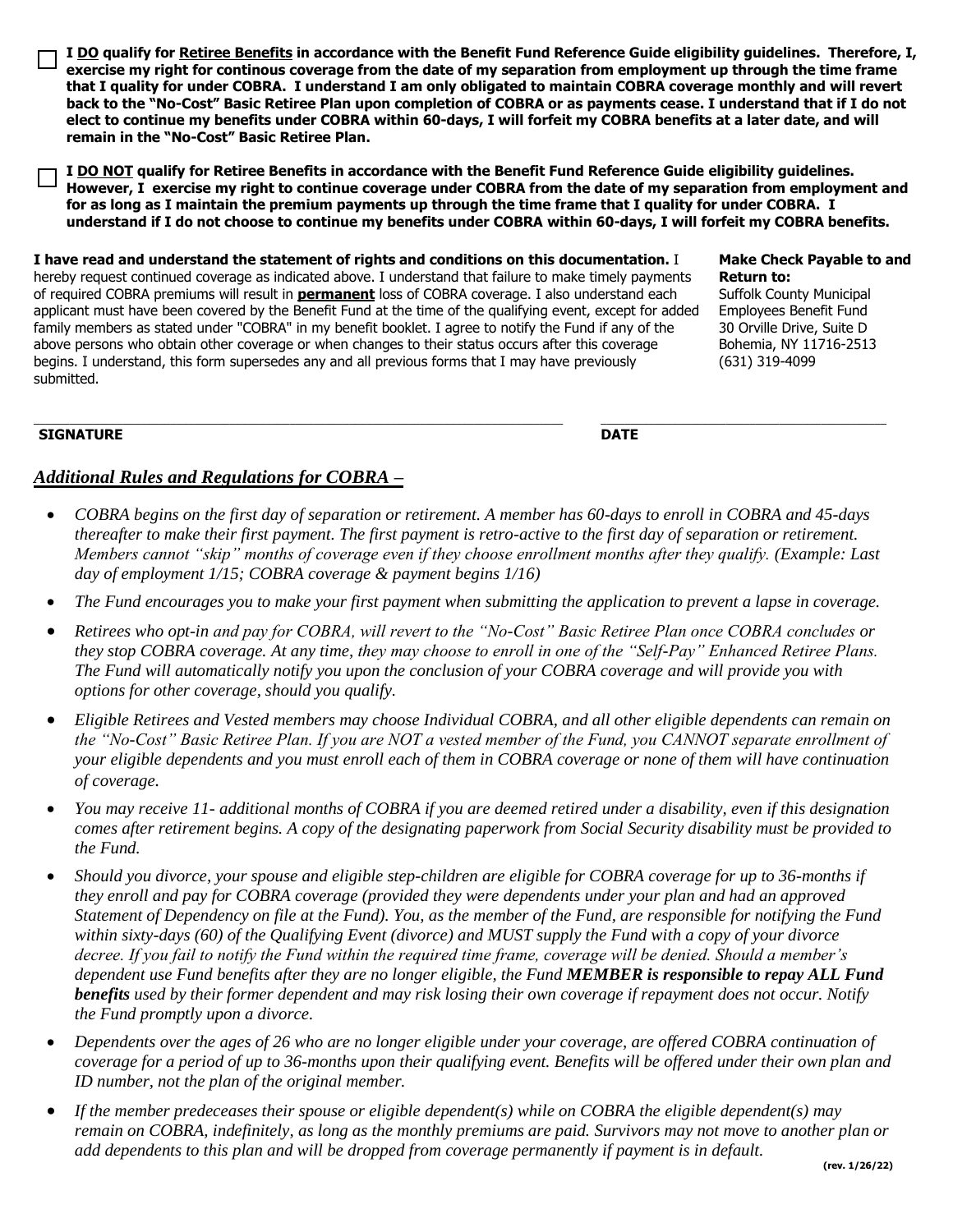☐ **I DO qualify for Retiree Benefits in accordance with the Benefit Fund Reference Guide eligibility guidelines. Therefore, I, exercise my right for continous coverage from the date of my separation from employment up through the time frame that I quality for under COBRA. I understand I am only obligated to maintain COBRA coverage monthly and will revert back to the "No-Cost" Basic Retiree Plan upon completion of COBRA or as payments cease. I understand that if I do not elect to continue my benefits under COBRA within 60-days, I will forfeit my COBRA benefits at a later date, and will remain in the "No-Cost" Basic Retiree Plan.**

☐ **I DO NOT qualify for Retiree Benefits in accordance with the Benefit Fund Reference Guide eligibility guidelines. However, I exercise my right to continue coverage under COBRA from the date of my separation from employment and for as long as I maintain the premium payments up through the time frame that I quality for under COBRA. I understand if I do not choose to continue my benefits under COBRA within 60-days, I will forfeit my COBRA benefits.**

**I have read and understand the statement of rights and conditions on this documentation.** I hereby request continued coverage as indicated above. I understand that failure to make timely payments of required COBRA premiums will result in **permanent** loss of COBRA coverage. I also understand each applicant must have been covered by the Benefit Fund at the time of the qualifying event, except for added family members as stated under "COBRA" in my benefit booklet. I agree to notify the Fund if any of the above persons who obtain other coverage or when changes to their status occurs after this coverage begins. I understand, this form supersedes any and all previous forms that I may have previously submitted.

**Make Check Payable to and Return to:**
Suffolk County Municipal Employees Benefit Fund
30 Orville Drive, Suite D
Bohemia, NY 11716-2513
(631) 319-4099

\_\_\_\_\_\_\_\_\_\_\_\_\_\_\_\_\_\_\_\_\_\_\_\_\_\_\_\_\_\_\_\_\_\_\_\_\_\_ \_\_\_\_\_\_\_\_\_\_\_\_\_\_\_\_\_\_\_\_\_\_\_\_

**SIGNATURE** **DATE**

## *Additional Rules and Regulations for COBRA –*

- *COBRA begins on the first day of separation or retirement. A member has 60-days to enroll in COBRA and 45-days thereafter to make their first payment. The first payment is retro-active to the first day of separation or retirement. Members cannot "skip" months of coverage even if they choose enrollment months after they qualify. (Example: Last day of employment 1/15; COBRA coverage & payment begins 1/16)*
- *The Fund encourages you to make your first payment when submitting the application to prevent a lapse in coverage.*
- *Retirees who opt-in and pay for COBRA, will revert to the "No-Cost" Basic Retiree Plan once COBRA concludes or they stop COBRA coverage. At any time, they may choose to enroll in one of the "Self-Pay" Enhanced Retiree Plans. The Fund will automatically notify you upon the conclusion of your COBRA coverage and will provide you with options for other coverage, should you qualify.*
- *Eligible Retirees and Vested members may choose Individual COBRA, and all other eligible dependents can remain on the "No-Cost" Basic Retiree Plan. If you are NOT a vested member of the Fund, you CANNOT separate enrollment of your eligible dependents and you must enroll each of them in COBRA coverage or none of them will have continuation of coverage.*
- *You may receive 11- additional months of COBRA if you are deemed retired under a disability, even if this designation comes after retirement begins. A copy of the designating paperwork from Social Security disability must be provided to the Fund.*
- *Should you divorce, your spouse and eligible step-children are eligible for COBRA coverage for up to 36-months if they enroll and pay for COBRA coverage (provided they were dependents under your plan and had an approved Statement of Dependency on file at the Fund). You, as the member of the Fund, are responsible for notifying the Fund within sixty-days (60) of the Qualifying Event (divorce) and MUST supply the Fund with a copy of your divorce decree. If you fail to notify the Fund within the required time frame, coverage will be denied. Should a member's dependent use Fund benefits after they are no longer eligible, the Fund* ***MEMBER is responsible to repay ALL Fund benefits*** *used by their former dependent and may risk losing their own coverage if repayment does not occur. Notify the Fund promptly upon a divorce.*
- *Dependents over the ages of 26 who are no longer eligible under your coverage, are offered COBRA continuation of coverage for a period of up to 36-months upon their qualifying event. Benefits will be offered under their own plan and ID number, not the plan of the original member.*
- *If the member predeceases their spouse or eligible dependent(s) while on COBRA the eligible dependent(s) may remain on COBRA, indefinitely, as long as the monthly premiums are paid. Survivors may not move to another plan or add dependents to this plan and will be dropped from coverage permanently if payment is in default.*

**(rev. 1/26/22)**